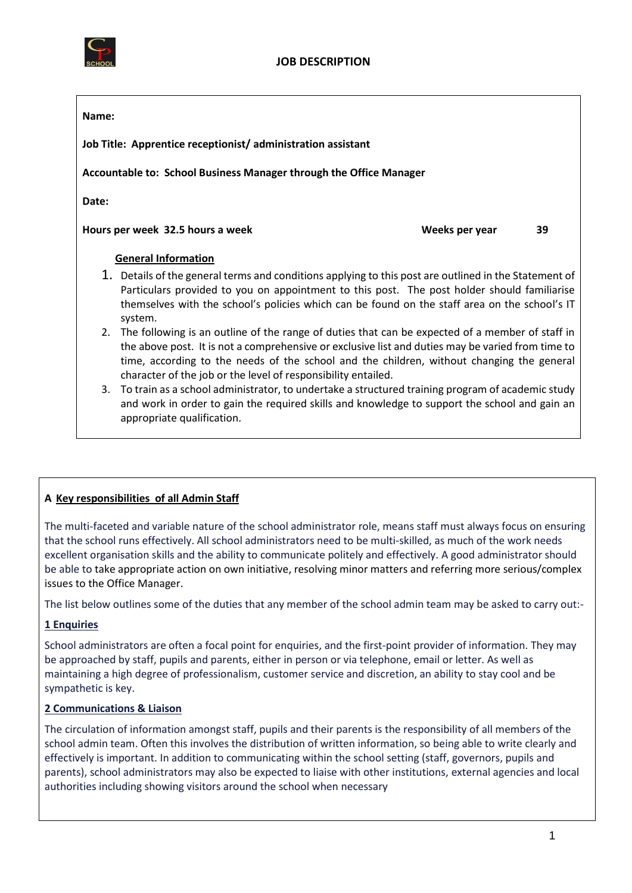# JOB DESCRIPTION

**Name:**

**Job Title: Apprentice receptionist/ administration assistant**

**Accountable to: School Business Manager through the Office Manager**

**Date:**

**Hours per week 32.5 hours a week** **Weeks per year 39**

**General Information**

1. Details of the general terms and conditions applying to this post are outlined in the Statement of Particulars provided to you on appointment to this post. The post holder should familiarise themselves with the school's policies which can be found on the staff area on the school's IT system.
2. The following is an outline of the range of duties that can be expected of a member of staff in the above post. It is not a comprehensive or exclusive list and duties may be varied from time to time, according to the needs of the school and the children, without changing the general character of the job or the level of responsibility entailed.
3. To train as a school administrator, to undertake a structured training program of academic study and work in order to gain the required skills and knowledge to support the school and gain an appropriate qualification.

## A Key responsibilities of all Admin Staff

The multi-faceted and variable nature of the school administrator role, means staff must always focus on ensuring that the school runs effectively. All school administrators need to be multi-skilled, as much of the work needs excellent organisation skills and the ability to communicate politely and effectively. A good administrator should be able to take appropriate action on own initiative, resolving minor matters and referring more serious/complex issues to the Office Manager.

The list below outlines some of the duties that any member of the school admin team may be asked to carry out:-

### 1 Enquiries

School administrators are often a focal point for enquiries, and the first-point provider of information. They may be approached by staff, pupils and parents, either in person or via telephone, email or letter. As well as maintaining a high degree of professionalism, customer service and discretion, an ability to stay cool and be sympathetic is key.

### 2 Communications & Liaison

The circulation of information amongst staff, pupils and their parents is the responsibility of all members of the school admin team. Often this involves the distribution of written information, so being able to write clearly and effectively is important. In addition to communicating within the school setting (staff, governors, pupils and parents), school administrators may also be expected to liaise with other institutions, external agencies and local authorities including showing visitors around the school when necessary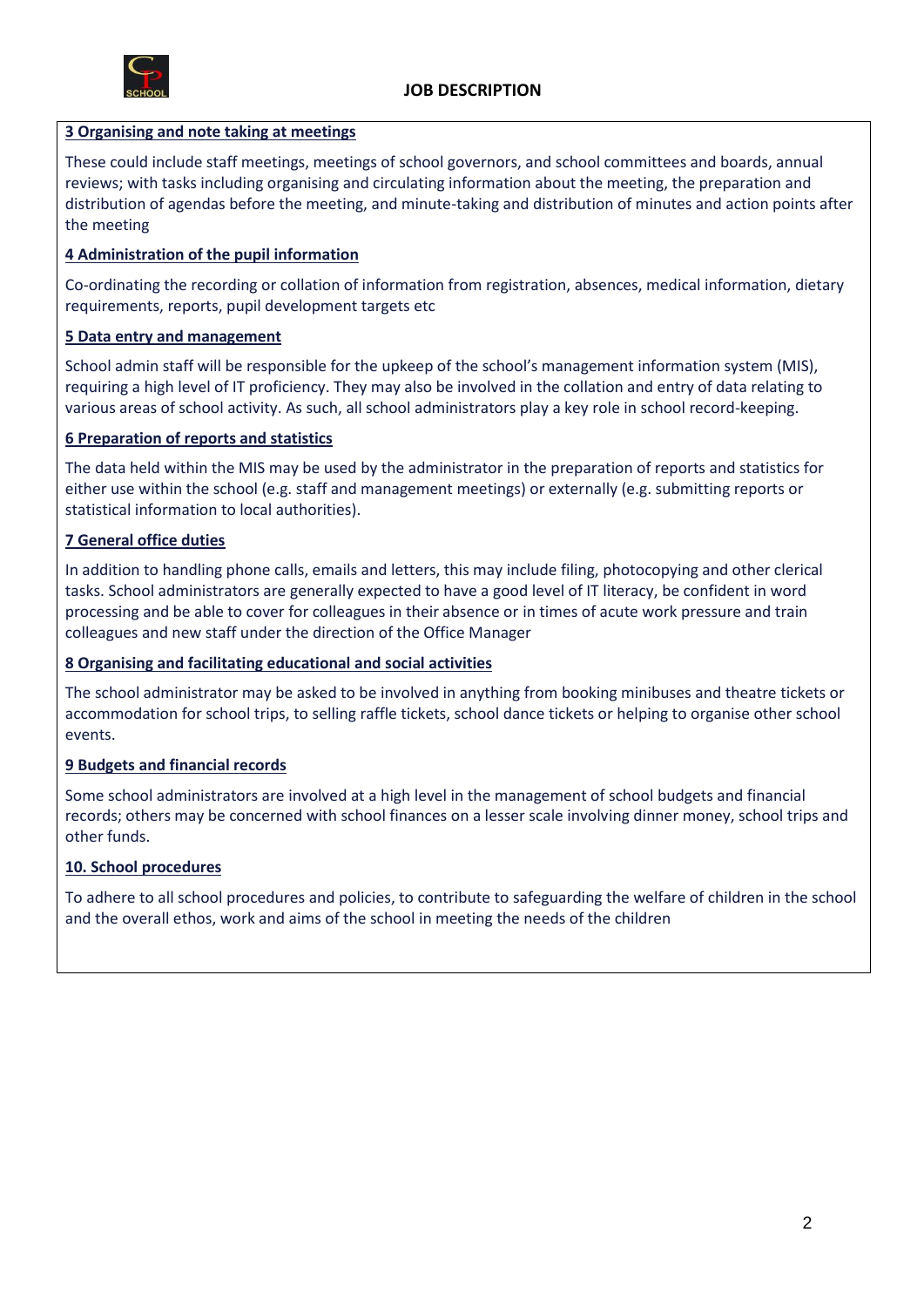**JOB DESCRIPTION**

**3 Organising and note taking at meetings**

These could include staff meetings, meetings of school governors, and school committees and boards, annual reviews; with tasks including organising and circulating information about the meeting, the preparation and distribution of agendas before the meeting, and minute-taking and distribution of minutes and action points after the meeting

**4 Administration of the pupil information**

Co-ordinating the recording or collation of information from registration, absences, medical information, dietary requirements, reports, pupil development targets etc

**5 Data entry and management**

School admin staff will be responsible for the upkeep of the school's management information system (MIS), requiring a high level of IT proficiency. They may also be involved in the collation and entry of data relating to various areas of school activity. As such, all school administrators play a key role in school record-keeping.

**6 Preparation of reports and statistics**

The data held within the MIS may be used by the administrator in the preparation of reports and statistics for either use within the school (e.g. staff and management meetings) or externally (e.g. submitting reports or statistical information to local authorities).

**7 General office duties**

In addition to handling phone calls, emails and letters, this may include filing, photocopying and other clerical tasks. School administrators are generally expected to have a good level of IT literacy, be confident in word processing and be able to cover for colleagues in their absence or in times of acute work pressure and train colleagues and new staff under the direction of the Office Manager

**8 Organising and facilitating educational and social activities**

The school administrator may be asked to be involved in anything from booking minibuses and theatre tickets or accommodation for school trips, to selling raffle tickets, school dance tickets or helping to organise other school events.

**9 Budgets and financial records**

Some school administrators are involved at a high level in the management of school budgets and financial records; others may be concerned with school finances on a lesser scale involving dinner money, school trips and other funds.

**10. School procedures**

To adhere to all school procedures and policies, to contribute to safeguarding the welfare of children in the school and the overall ethos, work and aims of the school in meeting the needs of the children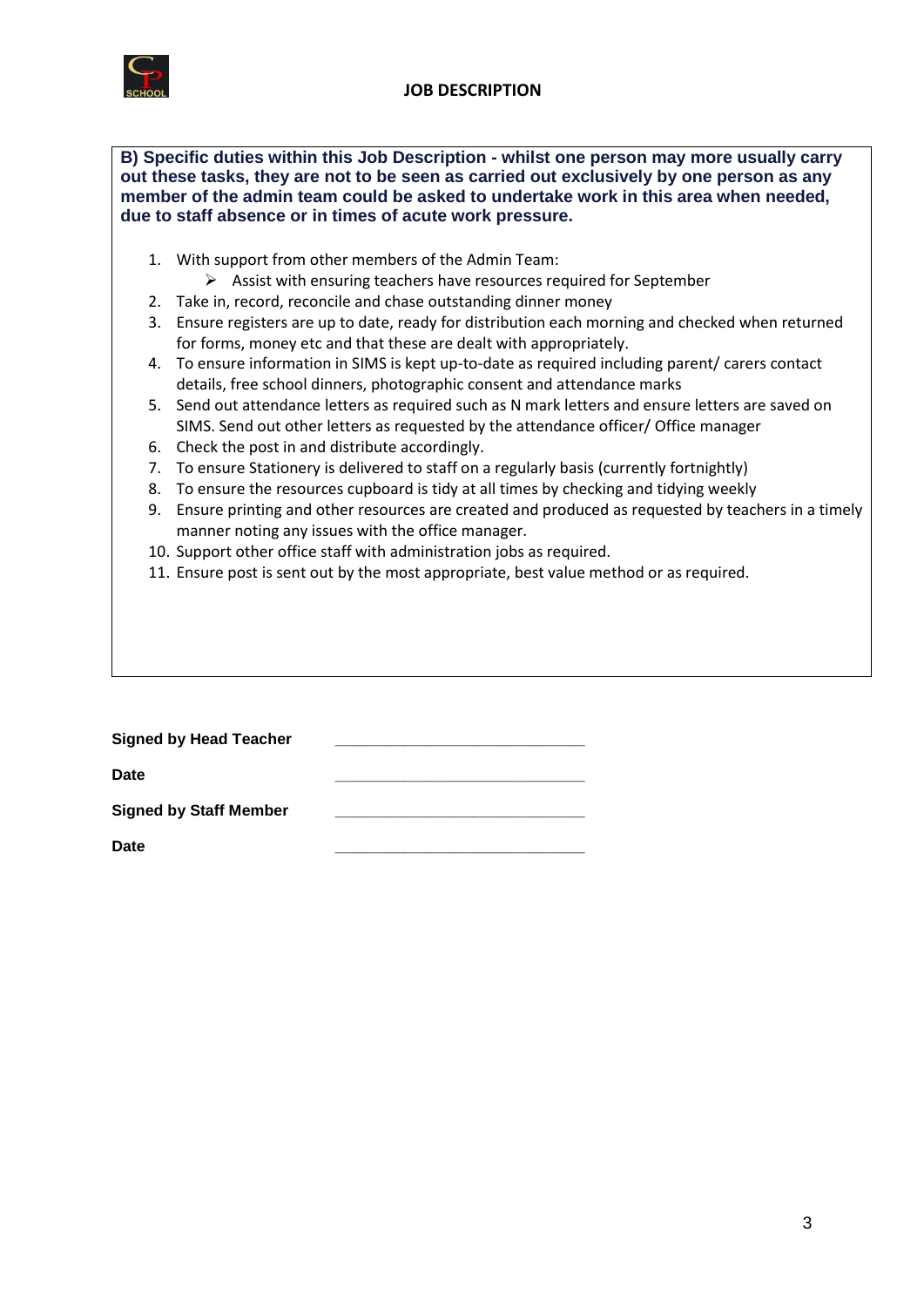**JOB DESCRIPTION**

**B) Specific duties within this Job Description - whilst one person may more usually carry out these tasks, they are not to be seen as carried out exclusively by one person as any member of the admin team could be asked to undertake work in this area when needed, due to staff absence or in times of acute work pressure.**

1. With support from other members of the Admin Team:
   - Assist with ensuring teachers have resources required for September
2. Take in, record, reconcile and chase outstanding dinner money
3. Ensure registers are up to date, ready for distribution each morning and checked when returned for forms, money etc and that these are dealt with appropriately.
4. To ensure information in SIMS is kept up-to-date as required including parent/ carers contact details, free school dinners, photographic consent and attendance marks
5. Send out attendance letters as required such as N mark letters and ensure letters are saved on SIMS. Send out other letters as requested by the attendance officer/ Office manager
6. Check the post in and distribute accordingly.
7. To ensure Stationery is delivered to staff on a regularly basis (currently fortnightly)
8. To ensure the resources cupboard is tidy at all times by checking and tidying weekly
9. Ensure printing and other resources are created and produced as requested by teachers in a timely manner noting any issues with the office manager.
10. Support other office staff with administration jobs as required.
11. Ensure post is sent out by the most appropriate, best value method or as required.

**Signed by Head Teacher** \_\_\_\_\_\_\_\_\_\_\_\_\_\_\_\_\_\_\_\_\_\_\_\_\_\_\_\_\_\_

**Date** \_\_\_\_\_\_\_\_\_\_\_\_\_\_\_\_\_\_\_\_\_\_\_\_\_\_\_\_\_\_

**Signed by Staff Member** \_\_\_\_\_\_\_\_\_\_\_\_\_\_\_\_\_\_\_\_\_\_\_\_\_\_\_\_\_\_

**Date** \_\_\_\_\_\_\_\_\_\_\_\_\_\_\_\_\_\_\_\_\_\_\_\_\_\_\_\_\_\_